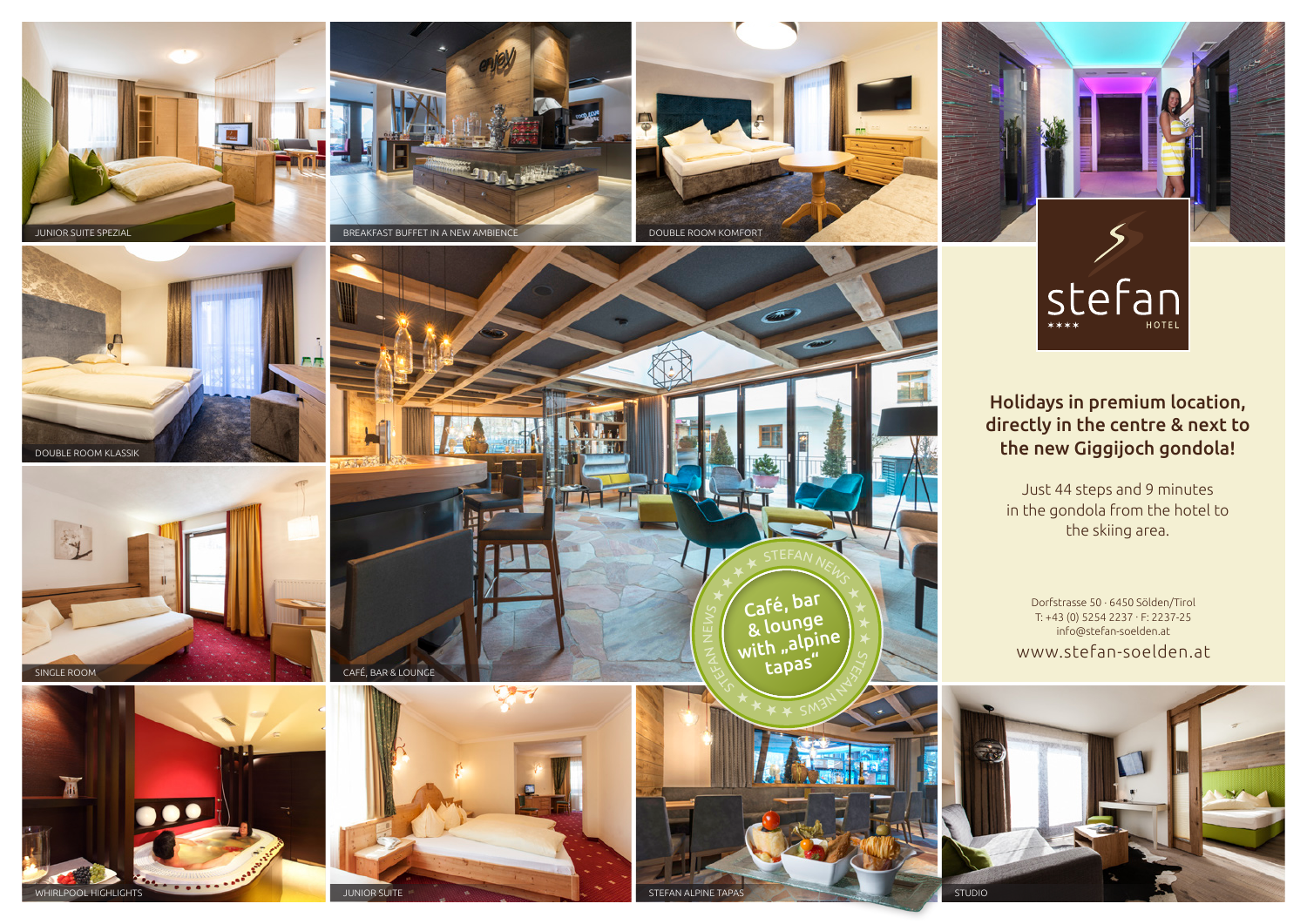JUNIOR SUITE SPEZIAL

BREAKFAST BUFFET IN A NEW AMBIENCE

DOUBLE ROOM KOMFORT

stefan

★★★★ HOTEL

DOUBLE ROOM KLASSIK

SINGLE ROOM

CAFÉ, BAR & LOUNGE

STEFAN NEWS

Café, bar & lounge with „alpine tapas"

**Holidays in premium location, directly in the centre & next to the new Giggijoch gondola!**

Just 44 steps and 9 minutes in the gondola from the hotel to the skiing area.

Dorfstrasse 50 · 6450 Sölden/Tirol
T: +43 (0) 5254 2237 · F: 2237-25
info@stefan-soelden.at
www.stefan-soelden.at

WHIRLPOOL HIGHLIGHTS

JUNIOR SUITE

STEFAN ALPINE TAPAS

STUDIO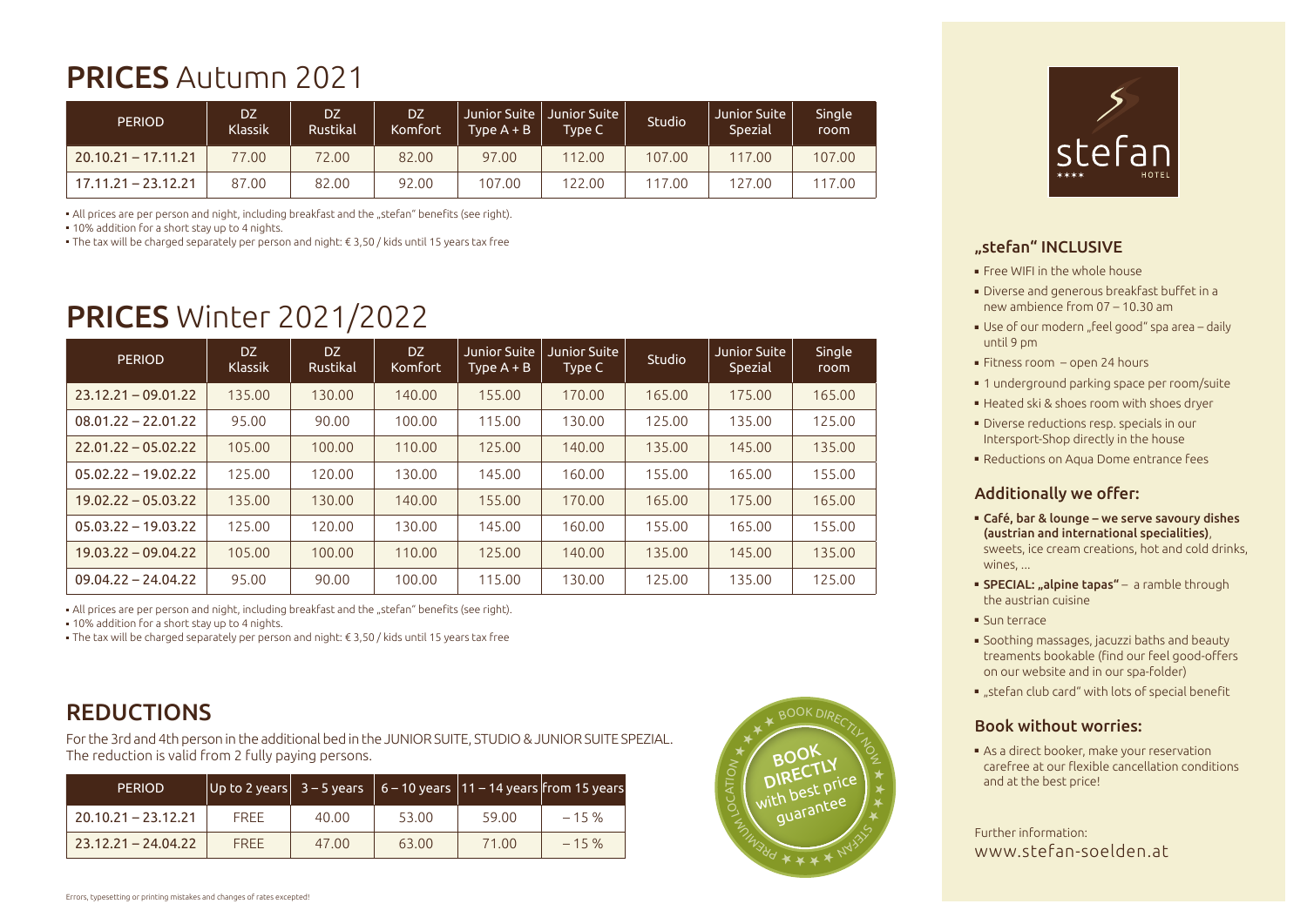# **PRICES** Autumn 2021

| PERIOD | DZ Klassik | DZ Rustikal | DZ Komfort | Junior Suite Type A + B | Junior Suite Type C | Studio | Junior Suite Spezial | Single room |
|---|---|---|---|---|---|---|---|---|
| 20.10.21 – 17.11.21 | 77.00 | 72.00 | 82.00 | 97.00 | 112.00 | 107.00 | 117.00 | 107.00 |
| 17.11.21 – 23.12.21 | 87.00 | 82.00 | 92.00 | 107.00 | 122.00 | 117.00 | 127.00 | 117.00 |

- All prices are per person and night, including breakfast and the „stefan" benefits (see right).
- 10% addition for a short stay up to 4 nights.
- The tax will be charged separately per person and night: € 3,50 / kids until 15 years tax free

# **PRICES** Winter 2021/2022

| PERIOD | DZ Klassik | DZ Rustikal | DZ Komfort | Junior Suite Type A + B | Junior Suite Type C | Studio | Junior Suite Spezial | Single room |
|---|---|---|---|---|---|---|---|---|
| 23.12.21 – 09.01.22 | 135.00 | 130.00 | 140.00 | 155.00 | 170.00 | 165.00 | 175.00 | 165.00 |
| 08.01.22 – 22.01.22 | 95.00 | 90.00 | 100.00 | 115.00 | 130.00 | 125.00 | 135.00 | 125.00 |
| 22.01.22 – 05.02.22 | 105.00 | 100.00 | 110.00 | 125.00 | 140.00 | 135.00 | 145.00 | 135.00 |
| 05.02.22 – 19.02.22 | 125.00 | 120.00 | 130.00 | 145.00 | 160.00 | 155.00 | 165.00 | 155.00 |
| 19.02.22 – 05.03.22 | 135.00 | 130.00 | 140.00 | 155.00 | 170.00 | 165.00 | 175.00 | 165.00 |
| 05.03.22 – 19.03.22 | 125.00 | 120.00 | 130.00 | 145.00 | 160.00 | 155.00 | 165.00 | 155.00 |
| 19.03.22 – 09.04.22 | 105.00 | 100.00 | 110.00 | 125.00 | 140.00 | 135.00 | 145.00 | 135.00 |
| 09.04.22 – 24.04.22 | 95.00 | 90.00 | 100.00 | 115.00 | 130.00 | 125.00 | 135.00 | 125.00 |

- All prices are per person and night, including breakfast and the „stefan" benefits (see right).
- 10% addition for a short stay up to 4 nights.
- The tax will be charged separately per person and night: € 3,50 / kids until 15 years tax free

## REDUCTIONS

For the 3rd and 4th person in the additional bed in the JUNIOR SUITE, STUDIO & JUNIOR SUITE SPEZIAL. The reduction is valid from 2 fully paying persons.

| PERIOD | Up to 2 years | 3 – 5 years | 6 – 10 years | 11 – 14 years | from 15 years |
|---|---|---|---|---|---|
| 20.10.21 – 23.12.21 | FREE | 40.00 | 53.00 | 59.00 | – 15 % |
| 23.12.21 – 24.04.22 | FREE | 47.00 | 63.00 | 71.00 | – 15 % |

Errors, typesetting or printing mistakes and changes of rates excepted!

BOOK DIRECTLY NOW · STEFAN · PREMIUM LOCATION
BOOK DIRECTLY with best price guarantee

stefan **** HOTEL

### „stefan" INCLUSIVE

- Free WIFI in the whole house
- Diverse and generous breakfast buffet in a new ambience from 07 – 10.30 am
- Use of our modern „feel good" spa area – daily until 9 pm
- Fitness room – open 24 hours
- 1 underground parking space per room/suite
- Heated ski & shoes room with shoes dryer
- Diverse reductions resp. specials in our Intersport-Shop directly in the house
- Reductions on Aqua Dome entrance fees

### Additionally we offer:

- **Café, bar & lounge – we serve savoury dishes (austrian and international specialities)**, sweets, ice cream creations, hot and cold drinks, wines, ...
- **SPECIAL: „alpine tapas"** – a ramble through the austrian cuisine
- Sun terrace
- Soothing massages, jacuzzi baths and beauty treaments bookable (find our feel good-offers on our website and in our spa-folder)
- „stefan club card" with lots of special benefit

### Book without worries:

- As a direct booker, make your reservation carefree at our flexible cancellation conditions and at the best price!

Further information:
www.stefan-soelden.at